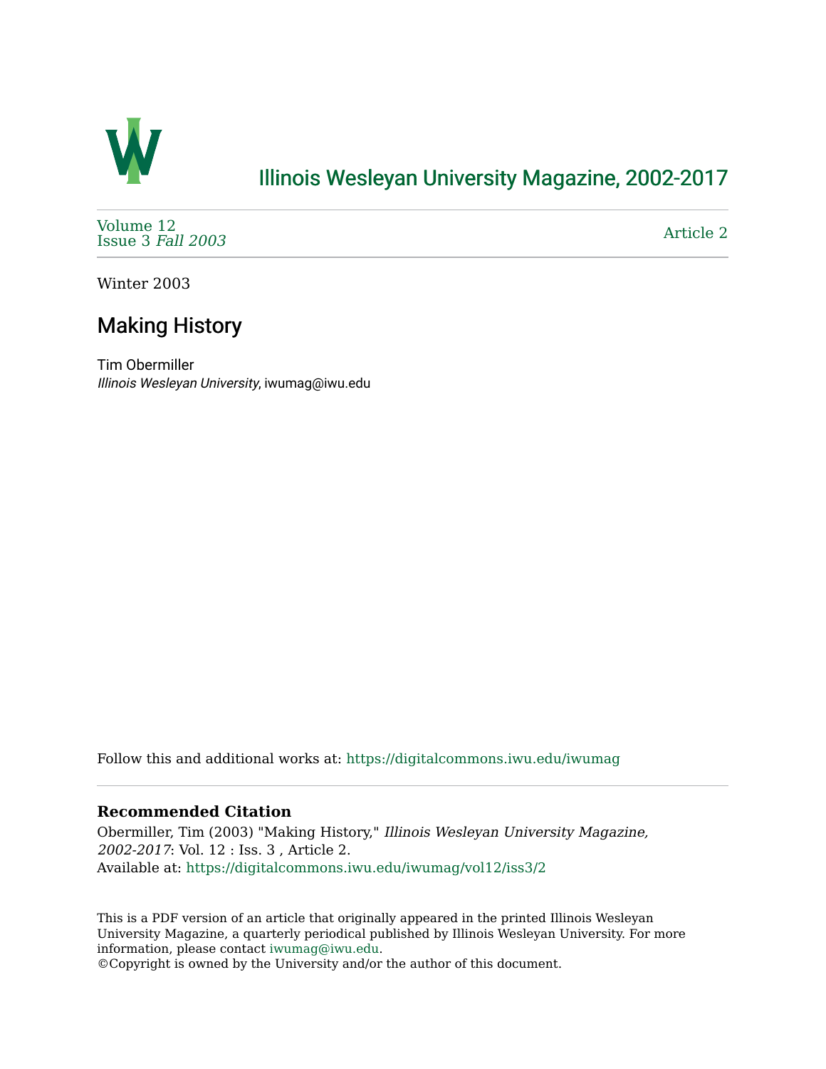# Illinois Wesleyan University Magazine, 2002-2017

Volume 12
Issue 3 *Fall 2003*

Article 2

Winter 2003

## Making History

Tim Obermiller
*Illinois Wesleyan University*, iwumag@iwu.edu

Follow this and additional works at: https://digitalcommons.iwu.edu/iwumag

### Recommended Citation

Obermiller, Tim (2003) "Making History," *Illinois Wesleyan University Magazine, 2002-2017*: Vol. 12 : Iss. 3 , Article 2.
Available at: https://digitalcommons.iwu.edu/iwumag/vol12/iss3/2

This is a PDF version of an article that originally appeared in the printed Illinois Wesleyan University Magazine, a quarterly periodical published by Illinois Wesleyan University. For more information, please contact iwumag@iwu.edu.
©Copyright is owned by the University and/or the author of this document.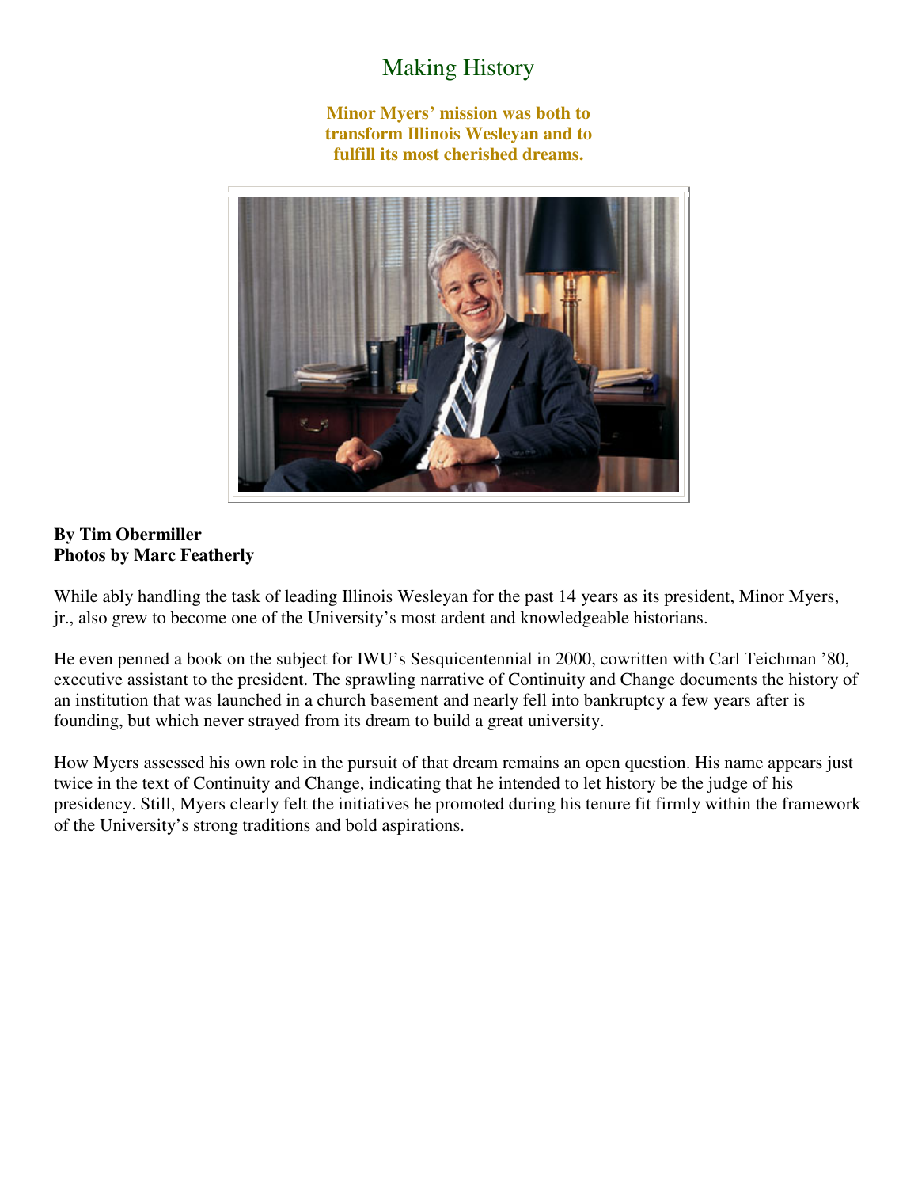# Making History

**Minor Myers' mission was both to transform Illinois Wesleyan and to fulfill its most cherished dreams.**

**By Tim Obermiller**
**Photos by Marc Featherly**

While ably handling the task of leading Illinois Wesleyan for the past 14 years as its president, Minor Myers, jr., also grew to become one of the University's most ardent and knowledgeable historians.

He even penned a book on the subject for IWU's Sesquicentennial in 2000, cowritten with Carl Teichman '80, executive assistant to the president. The sprawling narrative of Continuity and Change documents the history of an institution that was launched in a church basement and nearly fell into bankruptcy a few years after is founding, but which never strayed from its dream to build a great university.

How Myers assessed his own role in the pursuit of that dream remains an open question. His name appears just twice in the text of Continuity and Change, indicating that he intended to let history be the judge of his presidency. Still, Myers clearly felt the initiatives he promoted during his tenure fit firmly within the framework of the University's strong traditions and bold aspirations.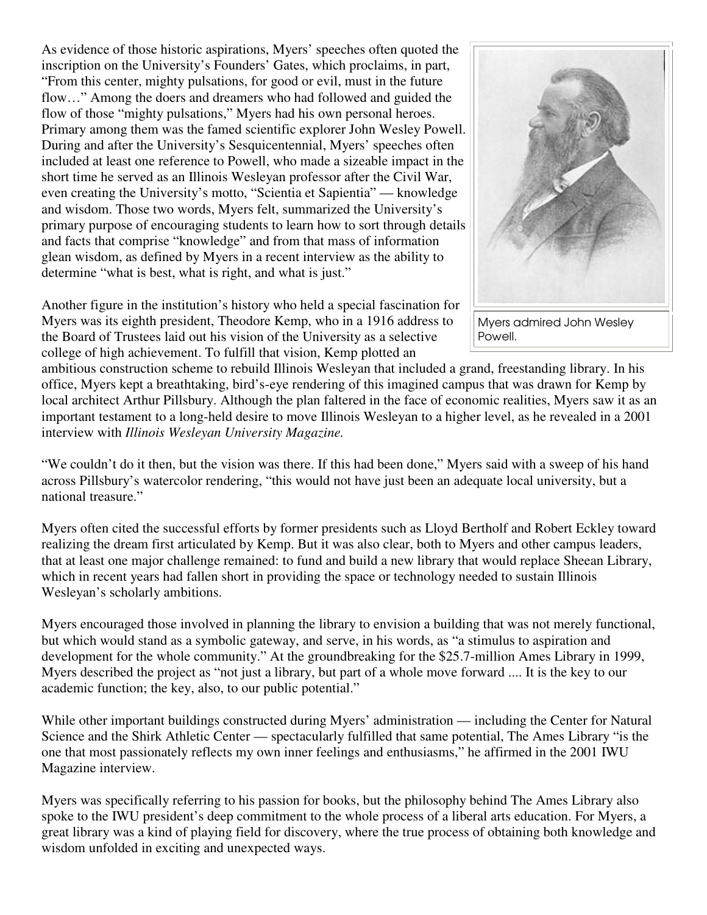As evidence of those historic aspirations, Myers' speeches often quoted the inscription on the University's Founders' Gates, which proclaims, in part, "From this center, mighty pulsations, for good or evil, must in the future flow…" Among the doers and dreamers who had followed and guided the flow of those "mighty pulsations," Myers had his own personal heroes. Primary among them was the famed scientific explorer John Wesley Powell. During and after the University's Sesquicentennial, Myers' speeches often included at least one reference to Powell, who made a sizeable impact in the short time he served as an Illinois Wesleyan professor after the Civil War, even creating the University's motto, "Scientia et Sapientia" — knowledge and wisdom. Those two words, Myers felt, summarized the University's primary purpose of encouraging students to learn how to sort through details and facts that comprise "knowledge" and from that mass of information glean wisdom, as defined by Myers in a recent interview as the ability to determine "what is best, what is right, and what is just."

Myers admired John Wesley Powell.

Another figure in the institution's history who held a special fascination for Myers was its eighth president, Theodore Kemp, who in a 1916 address to the Board of Trustees laid out his vision of the University as a selective college of high achievement. To fulfill that vision, Kemp plotted an ambitious construction scheme to rebuild Illinois Wesleyan that included a grand, freestanding library. In his office, Myers kept a breathtaking, bird's-eye rendering of this imagined campus that was drawn for Kemp by local architect Arthur Pillsbury. Although the plan faltered in the face of economic realities, Myers saw it as an important testament to a long-held desire to move Illinois Wesleyan to a higher level, as he revealed in a 2001 interview with *Illinois Wesleyan University Magazine.*

"We couldn't do it then, but the vision was there. If this had been done," Myers said with a sweep of his hand across Pillsbury's watercolor rendering, "this would not have just been an adequate local university, but a national treasure."

Myers often cited the successful efforts by former presidents such as Lloyd Bertholf and Robert Eckley toward realizing the dream first articulated by Kemp. But it was also clear, both to Myers and other campus leaders, that at least one major challenge remained: to fund and build a new library that would replace Sheean Library, which in recent years had fallen short in providing the space or technology needed to sustain Illinois Wesleyan's scholarly ambitions.

Myers encouraged those involved in planning the library to envision a building that was not merely functional, but which would stand as a symbolic gateway, and serve, in his words, as "a stimulus to aspiration and development for the whole community." At the groundbreaking for the $25.7-million Ames Library in 1999, Myers described the project as "not just a library, but part of a whole move forward .... It is the key to our academic function; the key, also, to our public potential."

While other important buildings constructed during Myers' administration — including the Center for Natural Science and the Shirk Athletic Center — spectacularly fulfilled that same potential, The Ames Library "is the one that most passionately reflects my own inner feelings and enthusiasms," he affirmed in the 2001 IWU Magazine interview.

Myers was specifically referring to his passion for books, but the philosophy behind The Ames Library also spoke to the IWU president's deep commitment to the whole process of a liberal arts education. For Myers, a great library was a kind of playing field for discovery, where the true process of obtaining both knowledge and wisdom unfolded in exciting and unexpected ways.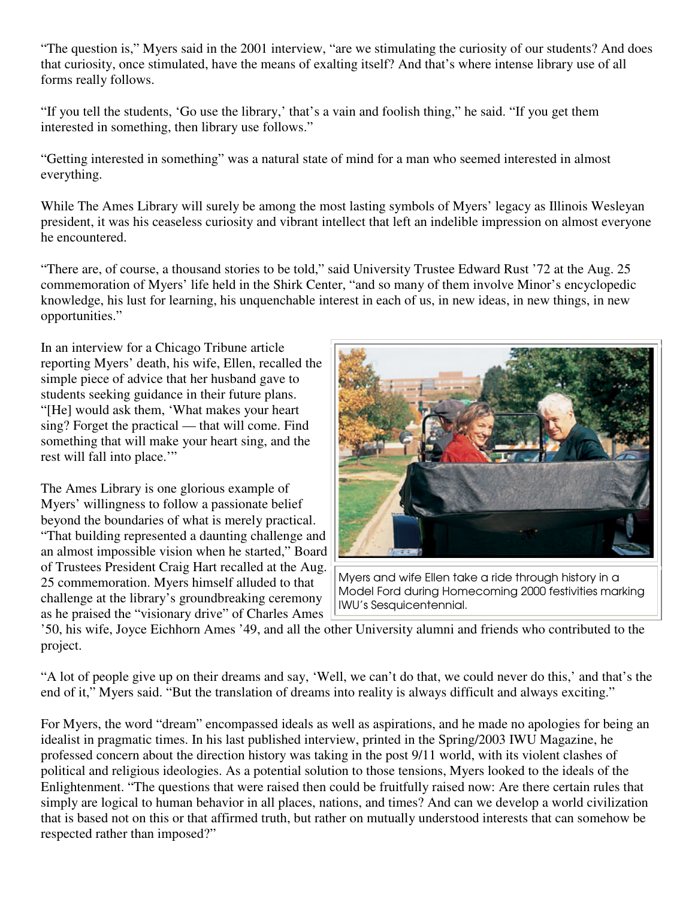"The question is," Myers said in the 2001 interview, "are we stimulating the curiosity of our students? And does that curiosity, once stimulated, have the means of exalting itself? And that's where intense library use of all forms really follows.

"If you tell the students, 'Go use the library,' that's a vain and foolish thing," he said. "If you get them interested in something, then library use follows."

"Getting interested in something" was a natural state of mind for a man who seemed interested in almost everything.

While The Ames Library will surely be among the most lasting symbols of Myers' legacy as Illinois Wesleyan president, it was his ceaseless curiosity and vibrant intellect that left an indelible impression on almost everyone he encountered.

"There are, of course, a thousand stories to be told," said University Trustee Edward Rust '72 at the Aug. 25 commemoration of Myers' life held in the Shirk Center, "and so many of them involve Minor's encyclopedic knowledge, his lust for learning, his unquenchable interest in each of us, in new ideas, in new things, in new opportunities."

In an interview for a Chicago Tribune article reporting Myers' death, his wife, Ellen, recalled the simple piece of advice that her husband gave to students seeking guidance in their future plans. "[He] would ask them, 'What makes your heart sing? Forget the practical — that will come. Find something that will make your heart sing, and the rest will fall into place.'"

Myers and wife Ellen take a ride through history in a Model Ford during Homecoming 2000 festivities marking IWU's Sesquicentennial.

The Ames Library is one glorious example of Myers' willingness to follow a passionate belief beyond the boundaries of what is merely practical. "That building represented a daunting challenge and an almost impossible vision when he started," Board of Trustees President Craig Hart recalled at the Aug. 25 commemoration. Myers himself alluded to that challenge at the library's groundbreaking ceremony as he praised the "visionary drive" of Charles Ames '50, his wife, Joyce Eichhorn Ames '49, and all the other University alumni and friends who contributed to the project.

"A lot of people give up on their dreams and say, 'Well, we can't do that, we could never do this,' and that's the end of it," Myers said. "But the translation of dreams into reality is always difficult and always exciting."

For Myers, the word "dream" encompassed ideals as well as aspirations, and he made no apologies for being an idealist in pragmatic times. In his last published interview, printed in the Spring/2003 IWU Magazine, he professed concern about the direction history was taking in the post 9/11 world, with its violent clashes of political and religious ideologies. As a potential solution to those tensions, Myers looked to the ideals of the Enlightenment. "The questions that were raised then could be fruitfully raised now: Are there certain rules that simply are logical to human behavior in all places, nations, and times? And can we develop a world civilization that is based not on this or that affirmed truth, but rather on mutually understood interests that can somehow be respected rather than imposed?"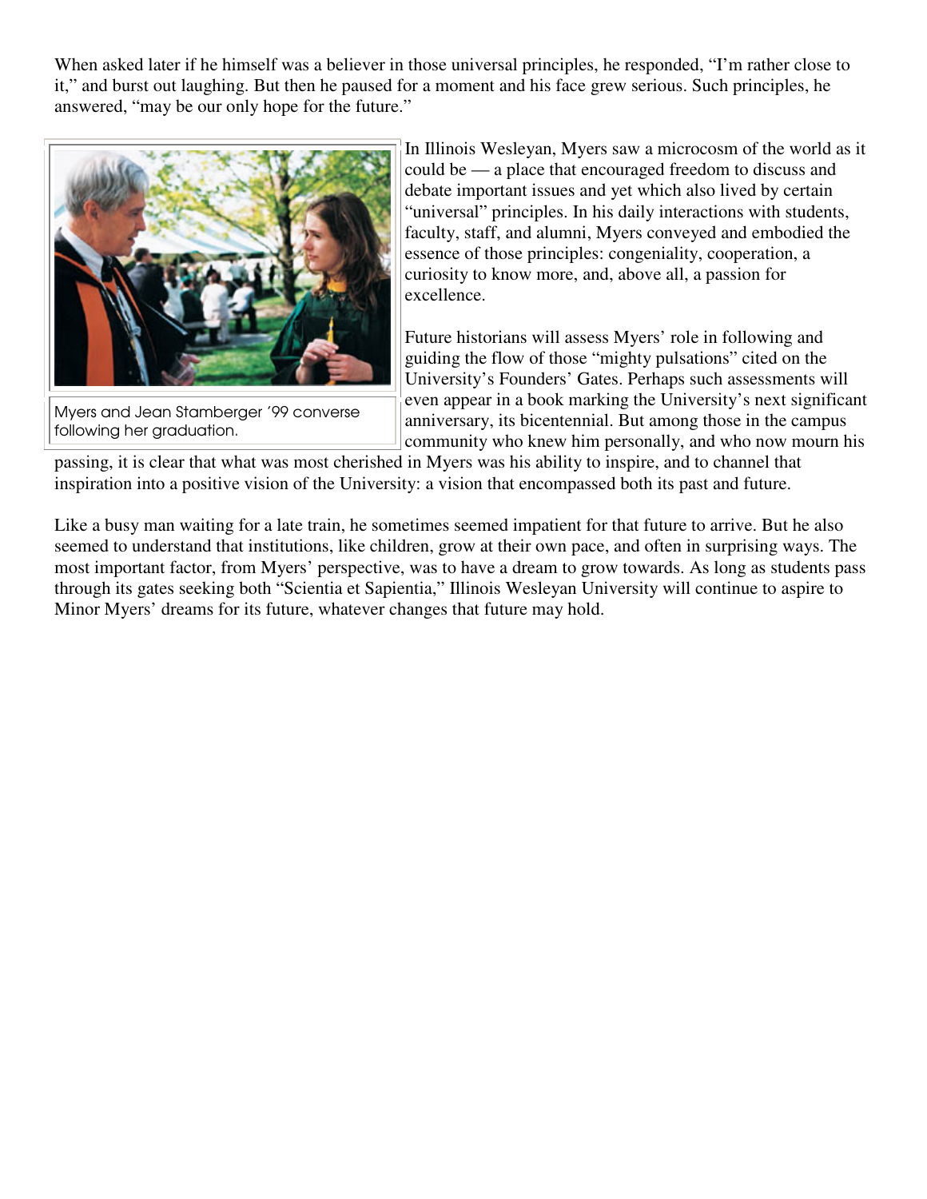When asked later if he himself was a believer in those universal principles, he responded, “I’m rather close to it,” and burst out laughing. But then he paused for a moment and his face grew serious. Such principles, he answered, “may be our only hope for the future.”

Myers and Jean Stamberger ’99 converse following her graduation.

In Illinois Wesleyan, Myers saw a microcosm of the world as it could be — a place that encouraged freedom to discuss and debate important issues and yet which also lived by certain “universal” principles. In his daily interactions with students, faculty, staff, and alumni, Myers conveyed and embodied the essence of those principles: congeniality, cooperation, a curiosity to know more, and, above all, a passion for excellence.

Future historians will assess Myers’ role in following and guiding the flow of those “mighty pulsations” cited on the University’s Founders’ Gates. Perhaps such assessments will even appear in a book marking the University’s next significant anniversary, its bicentennial. But among those in the campus community who knew him personally, and who now mourn his passing, it is clear that what was most cherished in Myers was his ability to inspire, and to channel that inspiration into a positive vision of the University: a vision that encompassed both its past and future.

Like a busy man waiting for a late train, he sometimes seemed impatient for that future to arrive. But he also seemed to understand that institutions, like children, grow at their own pace, and often in surprising ways. The most important factor, from Myers’ perspective, was to have a dream to grow towards. As long as students pass through its gates seeking both “Scientia et Sapientia,” Illinois Wesleyan University will continue to aspire to Minor Myers’ dreams for its future, whatever changes that future may hold.